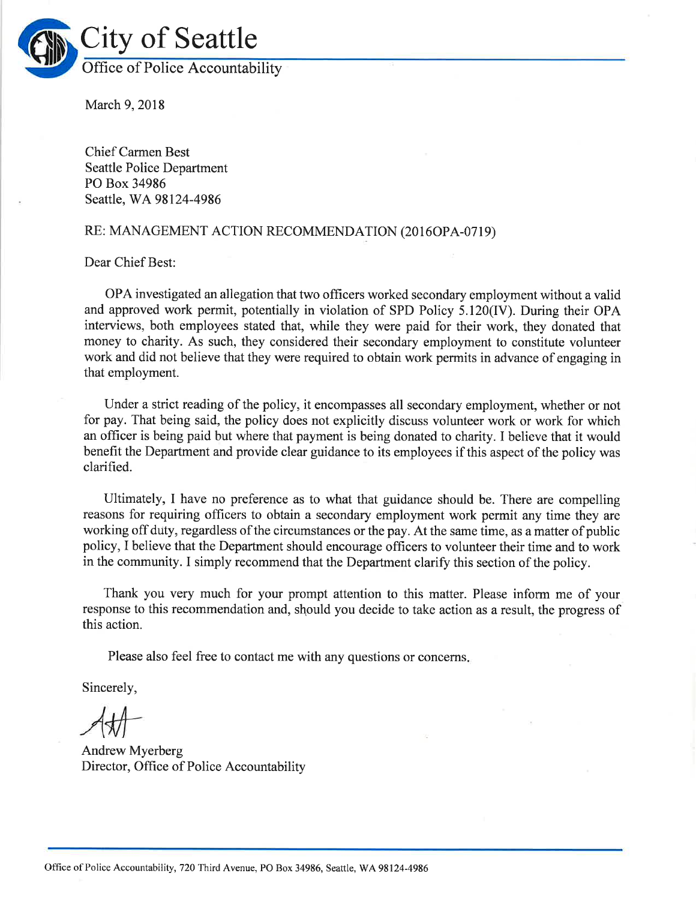# City of Seattle

Office of Police Accountability

March 9, 2018

Chief Carmen Best
Seattle Police Department
PO Box 34986
Seattle, WA 98124-4986

RE: MANAGEMENT ACTION RECOMMENDATION (2016OPA-0719)

Dear Chief Best:

OPA investigated an allegation that two officers worked secondary employment without a valid and approved work permit, potentially in violation of SPD Policy 5.120(IV). During their OPA interviews, both employees stated that, while they were paid for their work, they donated that money to charity. As such, they considered their secondary employment to constitute volunteer work and did not believe that they were required to obtain work permits in advance of engaging in that employment.

Under a strict reading of the policy, it encompasses all secondary employment, whether or not for pay. That being said, the policy does not explicitly discuss volunteer work or work for which an officer is being paid but where that payment is being donated to charity. I believe that it would benefit the Department and provide clear guidance to its employees if this aspect of the policy was clarified.

Ultimately, I have no preference as to what that guidance should be. There are compelling reasons for requiring officers to obtain a secondary employment work permit any time they are working off duty, regardless of the circumstances or the pay. At the same time, as a matter of public policy, I believe that the Department should encourage officers to volunteer their time and to work in the community. I simply recommend that the Department clarify this section of the policy.

Thank you very much for your prompt attention to this matter. Please inform me of your response to this recommendation and, should you decide to take action as a result, the progress of this action.

Please also feel free to contact me with any questions or concerns.

Sincerely,

Andrew Myerberg
Director, Office of Police Accountability

Office of Police Accountability, 720 Third Avenue, PO Box 34986, Seattle, WA 98124-4986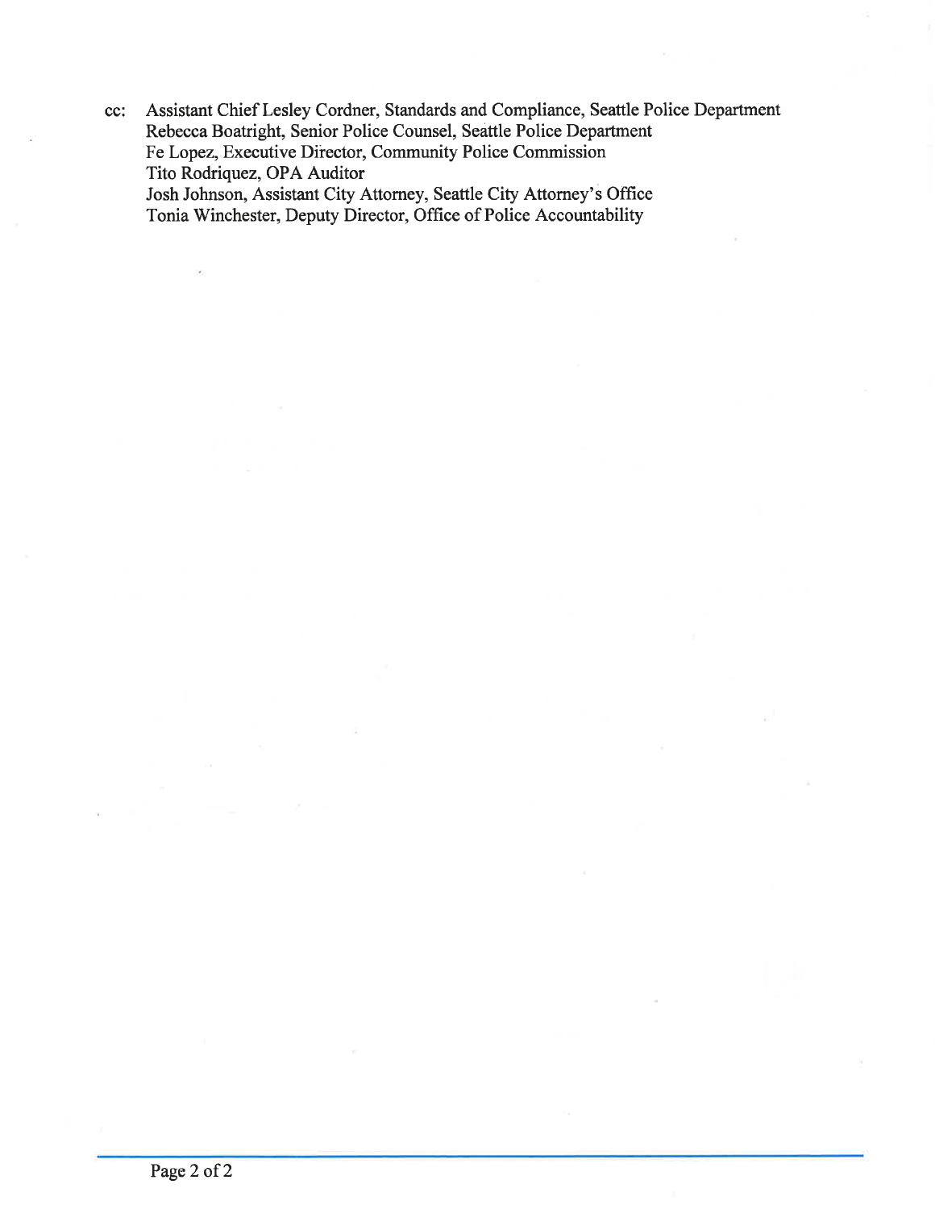cc: Assistant Chief Lesley Cordner, Standards and Compliance, Seattle Police Department
Rebecca Boatright, Senior Police Counsel, Seattle Police Department
Fe Lopez, Executive Director, Community Police Commission
Tito Rodriquez, OPA Auditor
Josh Johnson, Assistant City Attorney, Seattle City Attorney's Office
Tonia Winchester, Deputy Director, Office of Police Accountability